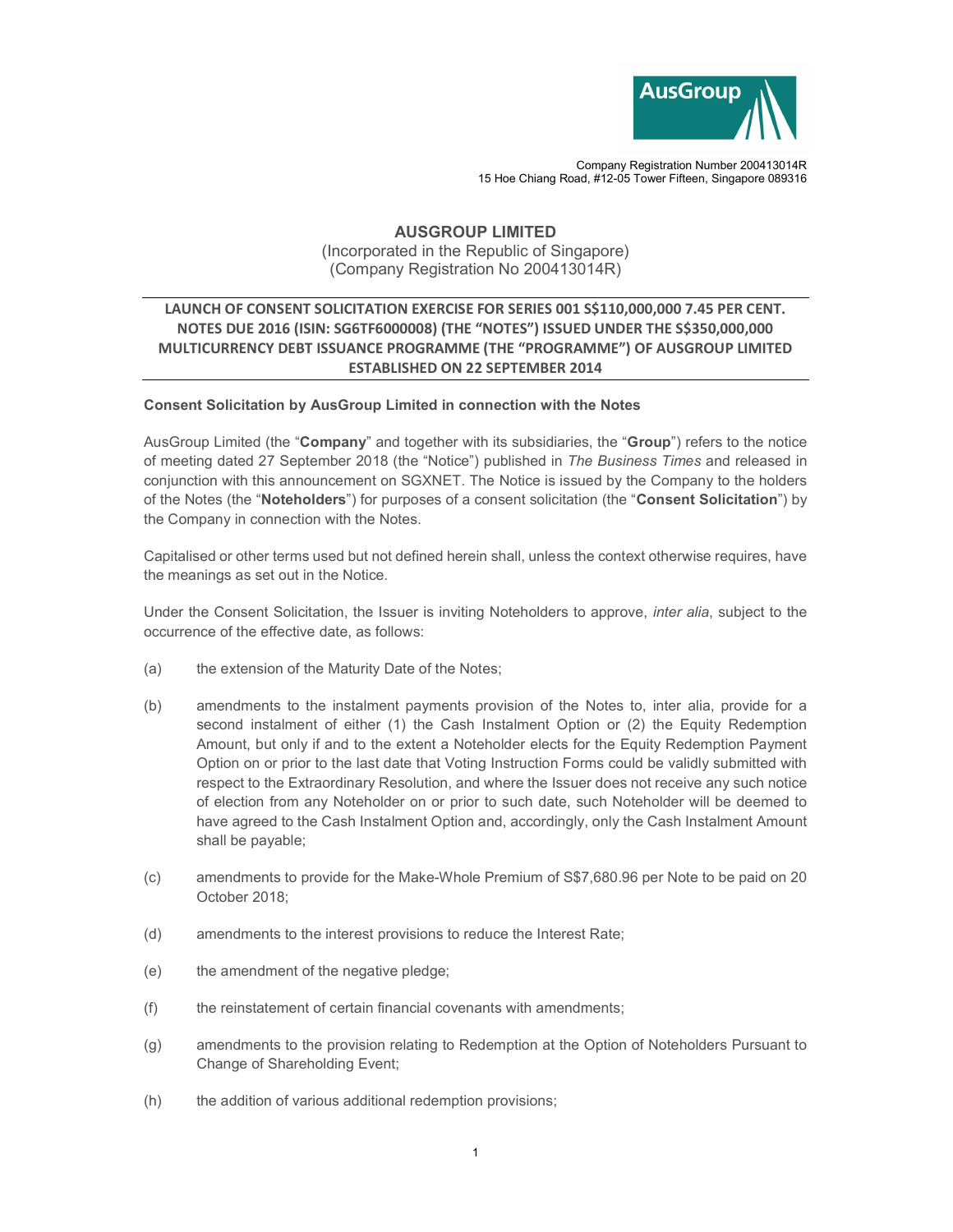Company Registration Number 200413014R
15 Hoe Chiang Road, #12-05 Tower Fifteen, Singapore 089316

# AUSGROUP LIMITED

(Incorporated in the Republic of Singapore)
(Company Registration No 200413014R)

## LAUNCH OF CONSENT SOLICITATION EXERCISE FOR SERIES 001 S$110,000,000 7.45 PER CENT. NOTES DUE 2016 (ISIN: SG6TF6000008) (THE "NOTES") ISSUED UNDER THE S$350,000,000 MULTICURRENCY DEBT ISSUANCE PROGRAMME (THE "PROGRAMME") OF AUSGROUP LIMITED ESTABLISHED ON 22 SEPTEMBER 2014

**Consent Solicitation by AusGroup Limited in connection with the Notes**

AusGroup Limited (the "**Company**" and together with its subsidiaries, the "**Group**") refers to the notice of meeting dated 27 September 2018 (the "Notice") published in *The Business Times* and released in conjunction with this announcement on SGXNET. The Notice is issued by the Company to the holders of the Notes (the "**Noteholders**") for purposes of a consent solicitation (the "**Consent Solicitation**") by the Company in connection with the Notes.

Capitalised or other terms used but not defined herein shall, unless the context otherwise requires, have the meanings as set out in the Notice.

Under the Consent Solicitation, the Issuer is inviting Noteholders to approve, *inter alia*, subject to the occurrence of the effective date, as follows:

(a) the extension of the Maturity Date of the Notes;

(b) amendments to the instalment payments provision of the Notes to, inter alia, provide for a second instalment of either (1) the Cash Instalment Option or (2) the Equity Redemption Amount, but only if and to the extent a Noteholder elects for the Equity Redemption Payment Option on or prior to the last date that Voting Instruction Forms could be validly submitted with respect to the Extraordinary Resolution, and where the Issuer does not receive any such notice of election from any Noteholder on or prior to such date, such Noteholder will be deemed to have agreed to the Cash Instalment Option and, accordingly, only the Cash Instalment Amount shall be payable;

(c) amendments to provide for the Make-Whole Premium of S$7,680.96 per Note to be paid on 20 October 2018;

(d) amendments to the interest provisions to reduce the Interest Rate;

(e) the amendment of the negative pledge;

(f) the reinstatement of certain financial covenants with amendments;

(g) amendments to the provision relating to Redemption at the Option of Noteholders Pursuant to Change of Shareholding Event;

(h) the addition of various additional redemption provisions;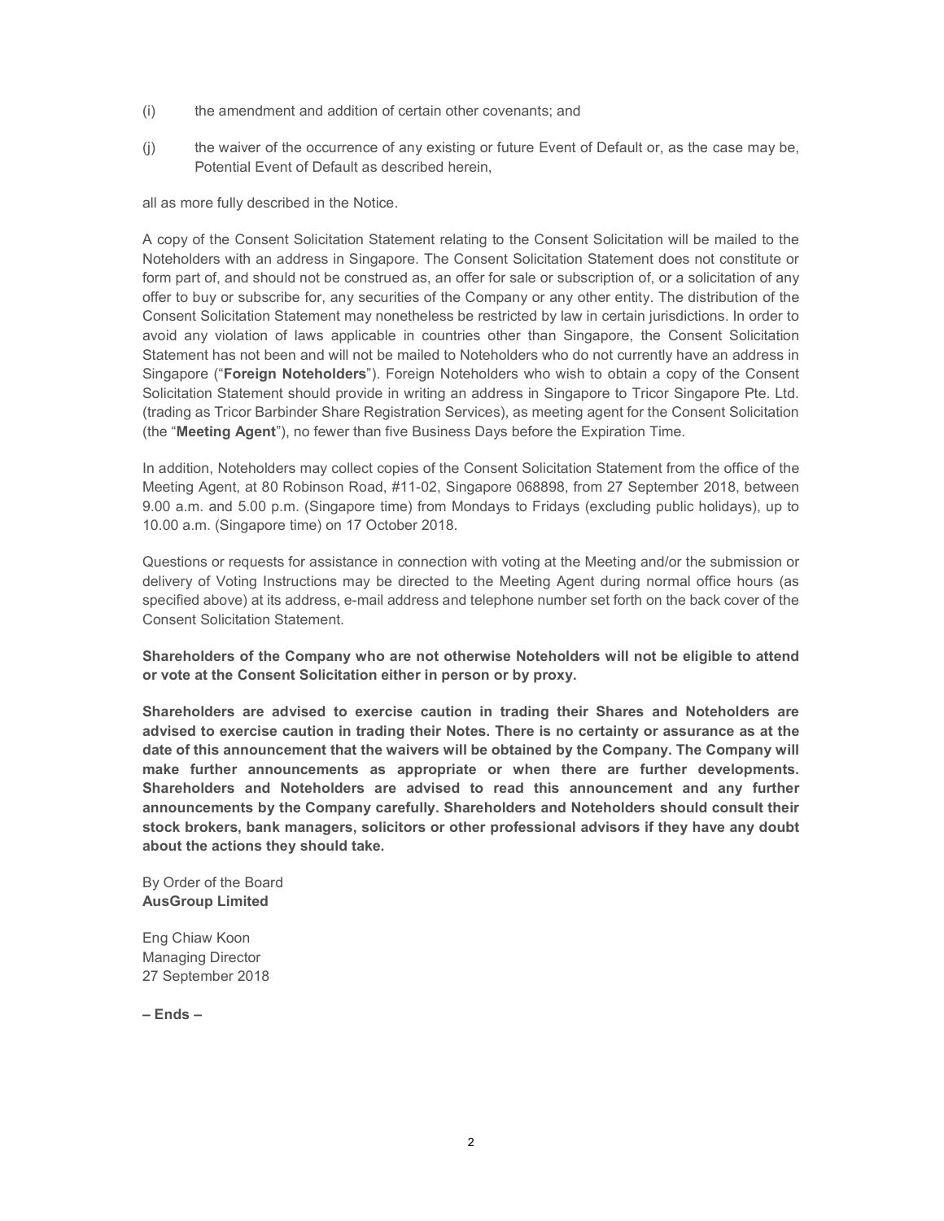(i) the amendment and addition of certain other covenants; and

(j) the waiver of the occurrence of any existing or future Event of Default or, as the case may be, Potential Event of Default as described herein,

all as more fully described in the Notice.

A copy of the Consent Solicitation Statement relating to the Consent Solicitation will be mailed to the Noteholders with an address in Singapore. The Consent Solicitation Statement does not constitute or form part of, and should not be construed as, an offer for sale or subscription of, or a solicitation of any offer to buy or subscribe for, any securities of the Company or any other entity. The distribution of the Consent Solicitation Statement may nonetheless be restricted by law in certain jurisdictions. In order to avoid any violation of laws applicable in countries other than Singapore, the Consent Solicitation Statement has not been and will not be mailed to Noteholders who do not currently have an address in Singapore ("**Foreign Noteholders**"). Foreign Noteholders who wish to obtain a copy of the Consent Solicitation Statement should provide in writing an address in Singapore to Tricor Singapore Pte. Ltd. (trading as Tricor Barbinder Share Registration Services), as meeting agent for the Consent Solicitation (the "**Meeting Agent**"), no fewer than five Business Days before the Expiration Time.

In addition, Noteholders may collect copies of the Consent Solicitation Statement from the office of the Meeting Agent, at 80 Robinson Road, #11-02, Singapore 068898, from 27 September 2018, between 9.00 a.m. and 5.00 p.m. (Singapore time) from Mondays to Fridays (excluding public holidays), up to 10.00 a.m. (Singapore time) on 17 October 2018.

Questions or requests for assistance in connection with voting at the Meeting and/or the submission or delivery of Voting Instructions may be directed to the Meeting Agent during normal office hours (as specified above) at its address, e-mail address and telephone number set forth on the back cover of the Consent Solicitation Statement.

**Shareholders of the Company who are not otherwise Noteholders will not be eligible to attend or vote at the Consent Solicitation either in person or by proxy.**

**Shareholders are advised to exercise caution in trading their Shares and Noteholders are advised to exercise caution in trading their Notes. There is no certainty or assurance as at the date of this announcement that the waivers will be obtained by the Company. The Company will make further announcements as appropriate or when there are further developments. Shareholders and Noteholders are advised to read this announcement and any further announcements by the Company carefully. Shareholders and Noteholders should consult their stock brokers, bank managers, solicitors or other professional advisors if they have any doubt about the actions they should take.**

By Order of the Board
**AusGroup Limited**

Eng Chiaw Koon
Managing Director
27 September 2018

**– Ends –**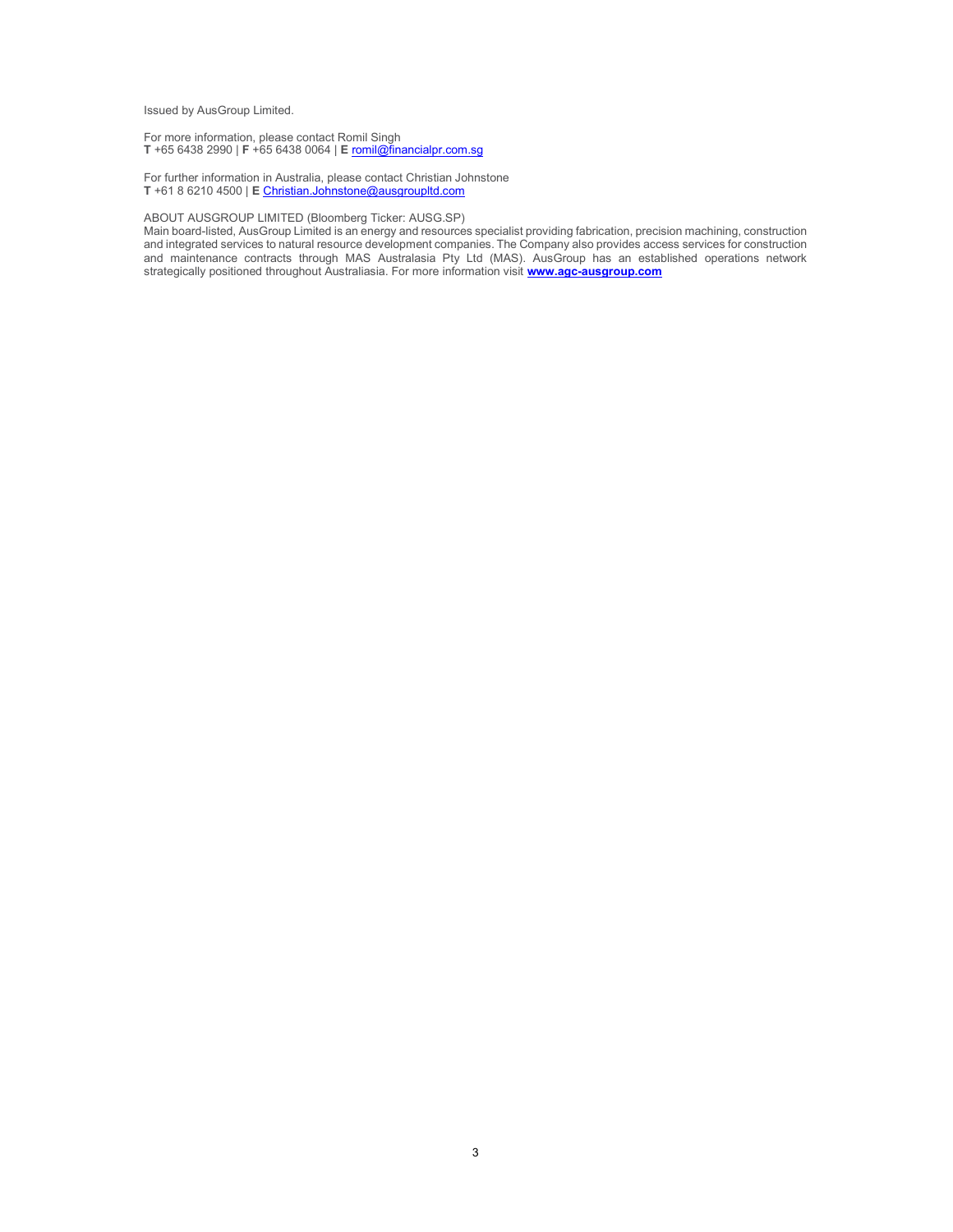Issued by AusGroup Limited.

For more information, please contact Romil Singh
**T** +65 6438 2990 | **F** +65 6438 0064 | **E** romil@financialpr.com.sg

For further information in Australia, please contact Christian Johnstone
**T** +61 8 6210 4500 | **E** Christian.Johnstone@ausgroupltd.com

ABOUT AUSGROUP LIMITED (Bloomberg Ticker: AUSG.SP)
Main board-listed, AusGroup Limited is an energy and resources specialist providing fabrication, precision machining, construction and integrated services to natural resource development companies. The Company also provides access services for construction and maintenance contracts through MAS Australasia Pty Ltd (MAS). AusGroup has an established operations network strategically positioned throughout Australiasia. For more information visit **www.agc-ausgroup.com**